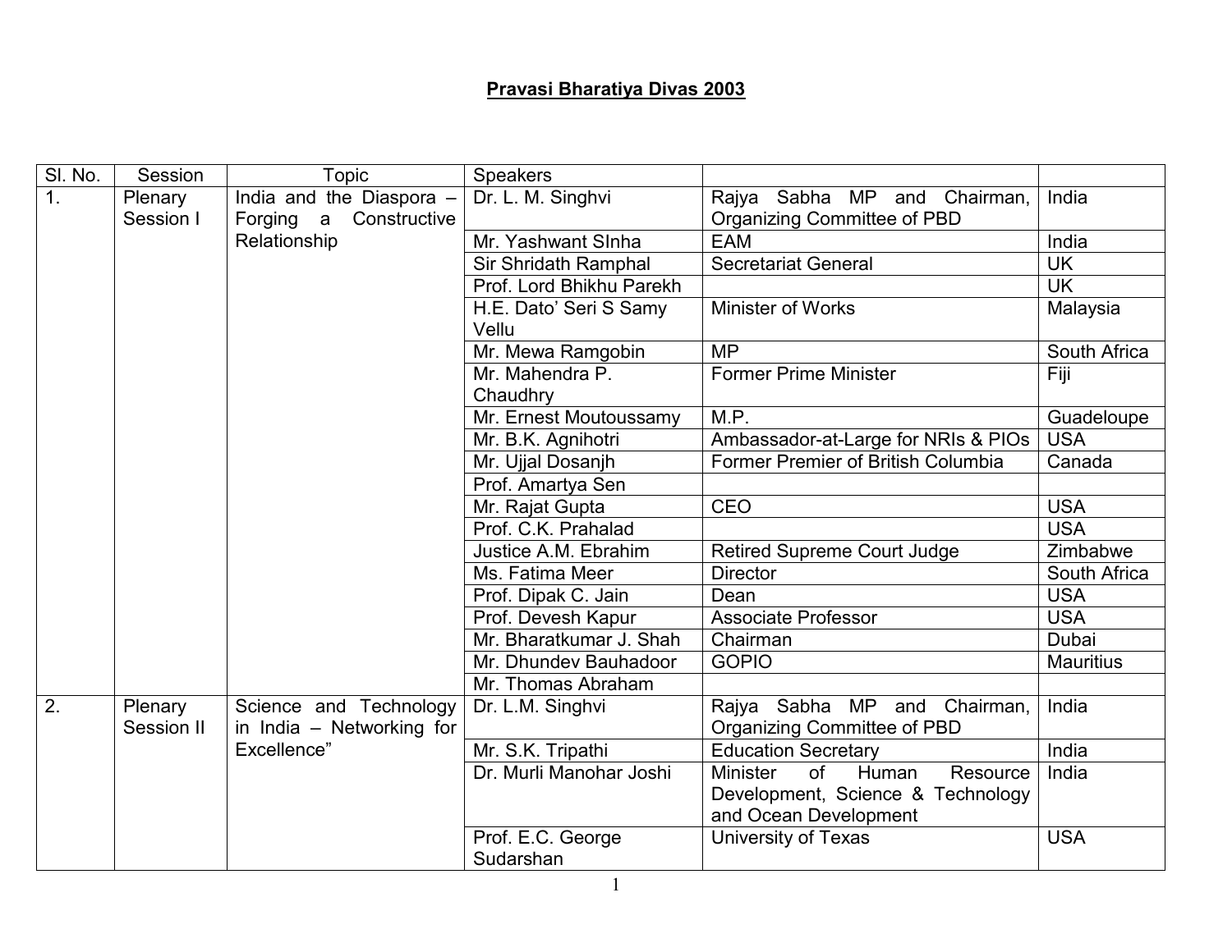# Pravasi Bharatiya Divas 2003

| Sl. No. | Session | Topic | Speakers | | |
|---|---|---|---|---|---|
| 1. | Plenary Session I | India and the Diaspora – Forging a Constructive Relationship | Dr. L. M. Singhvi | Rajya Sabha MP and Chairman, Organizing Committee of PBD | India |
| | | | Mr. Yashwant SInha | EAM | India |
| | | | Sir Shridath Ramphal | Secretariat General | UK |
| | | | Prof. Lord Bhikhu Parekh | | UK |
| | | | H.E. Dato' Seri S Samy Vellu | Minister of Works | Malaysia |
| | | | Mr. Mewa Ramgobin | MP | South Africa |
| | | | Mr. Mahendra P. Chaudhry | Former Prime Minister | Fiji |
| | | | Mr. Ernest Moutoussamy | M.P. | Guadeloupe |
| | | | Mr. B.K. Agnihotri | Ambassador-at-Large for NRIs & PIOs | USA |
| | | | Mr. Ujjal Dosanjh | Former Premier of British Columbia | Canada |
| | | | Prof. Amartya Sen | | |
| | | | Mr. Rajat Gupta | CEO | USA |
| | | | Prof. C.K. Prahalad | | USA |
| | | | Justice A.M. Ebrahim | Retired Supreme Court Judge | Zimbabwe |
| | | | Ms. Fatima Meer | Director | South Africa |
| | | | Prof. Dipak C. Jain | Dean | USA |
| | | | Prof. Devesh Kapur | Associate Professor | USA |
| | | | Mr. Bharatkumar J. Shah | Chairman | Dubai |
| | | | Mr. Dhundev Bauhadoor | GOPIO | Mauritius |
| | | | Mr. Thomas Abraham | | |
| 2. | Plenary Session II | Science and Technology in India – Networking for Excellence" | Dr. L.M. Singhvi | Rajya Sabha MP and Chairman, Organizing Committee of PBD | India |
| | | | Mr. S.K. Tripathi | Education Secretary | India |
| | | | Dr. Murli Manohar Joshi | Minister of Human Resource Development, Science & Technology and Ocean Development | India |
| | | | Prof. E.C. George Sudarshan | University of Texas | USA |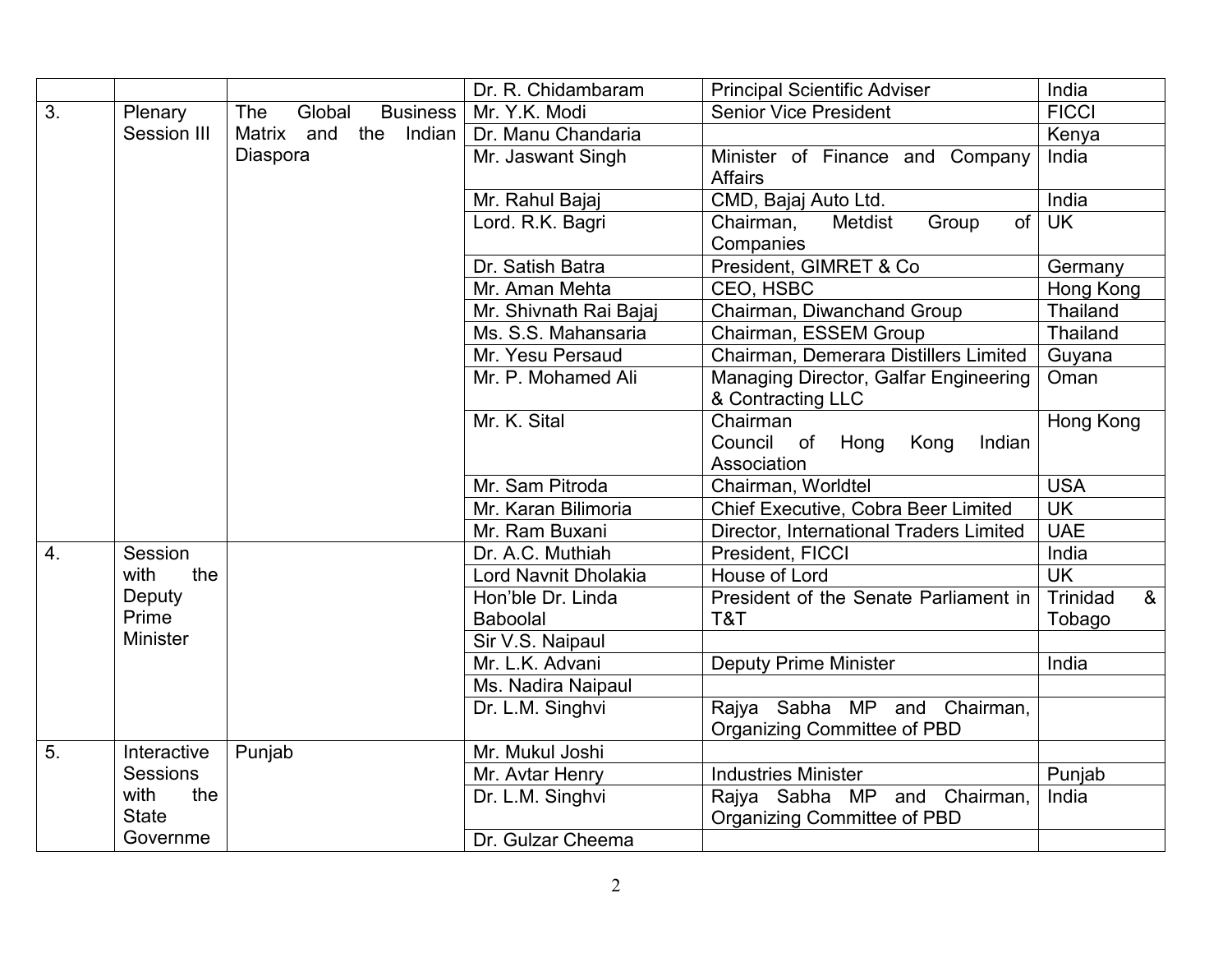|  |  |  | Dr. R. Chidambaram | Principal Scientific Adviser | India |
|---|---|---|---|---|---|
| 3. | Plenary Session III | The Global Business Matrix and the Indian Diaspora | Mr. Y.K. Modi | Senior Vice President | FICCI |
|  |  |  | Dr. Manu Chandaria |  | Kenya |
|  |  |  | Mr. Jaswant Singh | Minister of Finance and Company Affairs | India |
|  |  |  | Mr. Rahul Bajaj | CMD, Bajaj Auto Ltd. | India |
|  |  |  | Lord. R.K. Bagri | Chairman, Metdist Group of Companies | UK |
|  |  |  | Dr. Satish Batra | President, GIMRET & Co | Germany |
|  |  |  | Mr. Aman Mehta | CEO, HSBC | Hong Kong |
|  |  |  | Mr. Shivnath Rai Bajaj | Chairman, Diwanchand Group | Thailand |
|  |  |  | Ms. S.S. Mahansaria | Chairman, ESSEM Group | Thailand |
|  |  |  | Mr. Yesu Persaud | Chairman, Demerara Distillers Limited | Guyana |
|  |  |  | Mr. P. Mohamed Ali | Managing Director, Galfar Engineering & Contracting LLC | Oman |
|  |  |  | Mr. K. Sital | Chairman Council of Hong Kong Indian Association | Hong Kong |
|  |  |  | Mr. Sam Pitroda | Chairman, Worldtel | USA |
|  |  |  | Mr. Karan Bilimoria | Chief Executive, Cobra Beer Limited | UK |
|  |  |  | Mr. Ram Buxani | Director, International Traders Limited | UAE |
| 4. | Session with the Deputy Prime Minister |  | Dr. A.C. Muthiah | President, FICCI | India |
|  |  |  | Lord Navnit Dholakia | House of Lord | UK |
|  |  |  | Hon'ble Dr. Linda Baboolal | President of the Senate Parliament in T&T | Trinidad & Tobago |
|  |  |  | Sir V.S. Naipaul |  |  |
|  |  |  | Mr. L.K. Advani | Deputy Prime Minister | India |
|  |  |  | Ms. Nadira Naipaul |  |  |
|  |  |  | Dr. L.M. Singhvi | Rajya Sabha MP and Chairman, Organizing Committee of PBD |  |
| 5. | Interactive Sessions with the State Governme | Punjab | Mr. Mukul Joshi |  |  |
|  |  |  | Mr. Avtar Henry | Industries Minister | Punjab |
|  |  |  | Dr. L.M. Singhvi | Rajya Sabha MP and Chairman, Organizing Committee of PBD | India |
|  |  |  | Dr. Gulzar Cheema |  |  |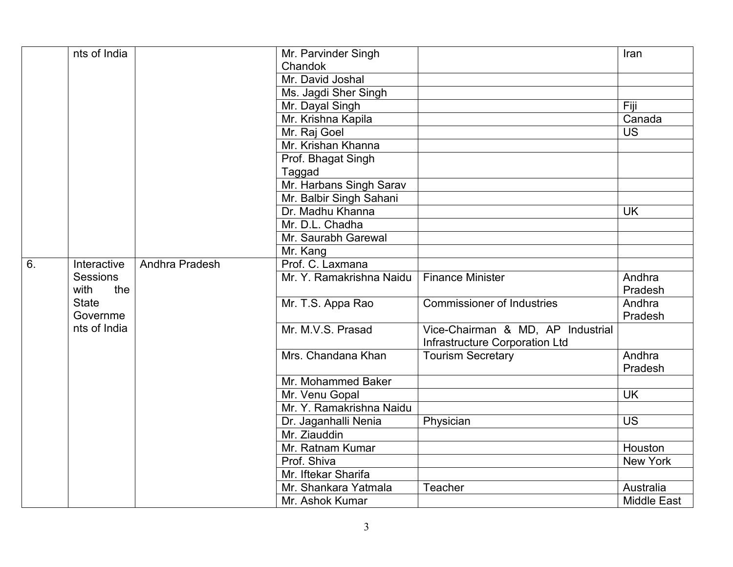| | | | | | |
|---|---|---|---|---|---|
| | nts of India | | Mr. Parvinder Singh Chandok | | Iran |
| | | | Mr. David Joshal | | |
| | | | Ms. Jagdi Sher Singh | | |
| | | | Mr. Dayal Singh | | Fiji |
| | | | Mr. Krishna Kapila | | Canada |
| | | | Mr. Raj Goel | | US |
| | | | Mr. Krishan Khanna | | |
| | | | Prof. Bhagat Singh Taggad | | |
| | | | Mr. Harbans Singh Sarav | | |
| | | | Mr. Balbir Singh Sahani | | |
| | | | Dr. Madhu Khanna | | UK |
| | | | Mr. D.L. Chadha | | |
| | | | Mr. Saurabh Garewal | | |
| | | | Mr. Kang | | |
| 6. | Interactive Sessions with the State Governments of India | Andhra Pradesh | Prof. C. Laxmana | | |
| | | | Mr. Y. Ramakrishna Naidu | Finance Minister | Andhra Pradesh |
| | | | Mr. T.S. Appa Rao | Commissioner of Industries | Andhra Pradesh |
| | | | Mr. M.V.S. Prasad | Vice-Chairman & MD, AP Industrial Infrastructure Corporation Ltd | |
| | | | Mrs. Chandana Khan | Tourism Secretary | Andhra Pradesh |
| | | | Mr. Mohammed Baker | | |
| | | | Mr. Venu Gopal | | UK |
| | | | Mr. Y. Ramakrishna Naidu | | |
| | | | Dr. Jaganhalli Nenia | Physician | US |
| | | | Mr. Ziauddin | | |
| | | | Mr. Ratnam Kumar | | Houston |
| | | | Prof. Shiva | | New York |
| | | | Mr. Iftekar Sharifa | | |
| | | | Mr. Shankara Yatmala | Teacher | Australia |
| | | | Mr. Ashok Kumar | | Middle East |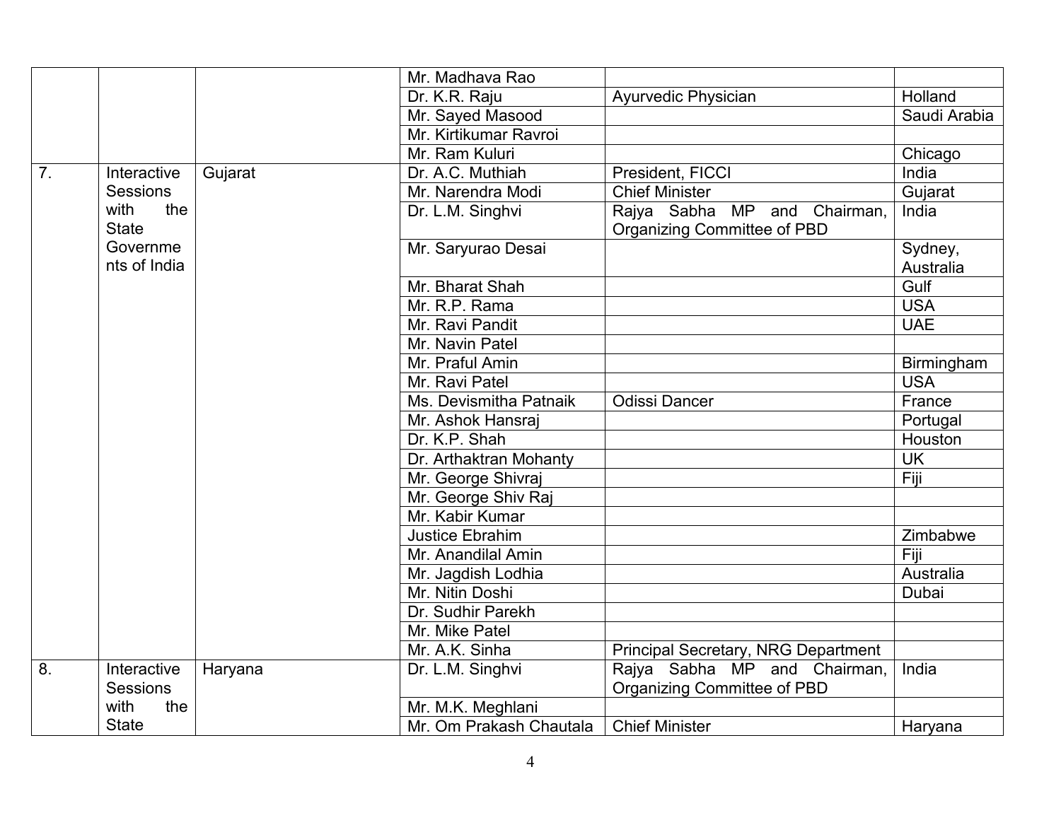| | | | Mr. Madhava Rao | | |
|---|---|---|---|---|---|
| | | | Dr. K.R. Raju | Ayurvedic Physician | Holland |
| | | | Mr. Sayed Masood | | Saudi Arabia |
| | | | Mr. Kirtikumar Ravroi | | |
| | | | Mr. Ram Kuluri | | Chicago |
| 7. | Interactive Sessions with the State Governments of India | Gujarat | Dr. A.C. Muthiah | President, FICCI | India |
| | | | Mr. Narendra Modi | Chief Minister | Gujarat |
| | | | Dr. L.M. Singhvi | Rajya Sabha MP and Chairman, Organizing Committee of PBD | India |
| | | | Mr. Saryurao Desai | | Sydney, Australia |
| | | | Mr. Bharat Shah | | Gulf |
| | | | Mr. R.P. Rama | | USA |
| | | | Mr. Ravi Pandit | | UAE |
| | | | Mr. Navin Patel | | |
| | | | Mr. Praful Amin | | Birmingham |
| | | | Mr. Ravi Patel | | USA |
| | | | Ms. Devismitha Patnaik | Odissi Dancer | France |
| | | | Mr. Ashok Hansraj | | Portugal |
| | | | Dr. K.P. Shah | | Houston |
| | | | Dr. Arthaktran Mohanty | | UK |
| | | | Mr. George Shivraj | | Fiji |
| | | | Mr. George Shiv Raj | | |
| | | | Mr. Kabir Kumar | | |
| | | | Justice Ebrahim | | Zimbabwe |
| | | | Mr. Anandilal Amin | | Fiji |
| | | | Mr. Jagdish Lodhia | | Australia |
| | | | Mr. Nitin Doshi | | Dubai |
| | | | Dr. Sudhir Parekh | | |
| | | | Mr. Mike Patel | | |
| | | | Mr. A.K. Sinha | Principal Secretary, NRG Department | |
| 8. | Interactive Sessions with the State | Haryana | Dr. L.M. Singhvi | Rajya Sabha MP and Chairman, Organizing Committee of PBD | India |
| | | | Mr. M.K. Meghlani | | |
| | | | Mr. Om Prakash Chautala | Chief Minister | Haryana |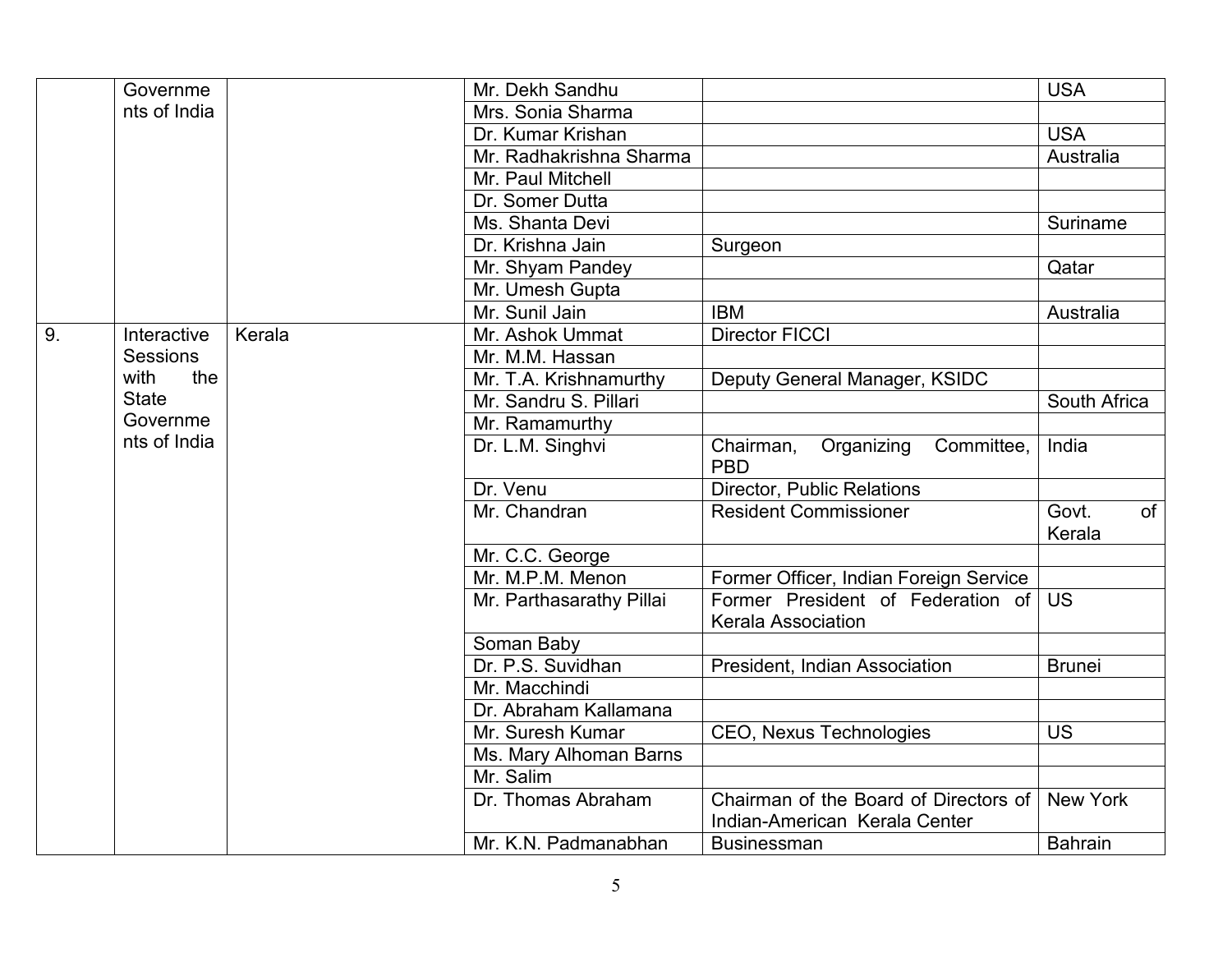| | | | | | |
|---|---|---|---|---|---|
| | Governments of India | | Mr. Dekh Sandhu | | USA |
| | | | Mrs. Sonia Sharma | | |
| | | | Dr. Kumar Krishan | | USA |
| | | | Mr. Radhakrishna Sharma | | Australia |
| | | | Mr. Paul Mitchell | | |
| | | | Dr. Somer Dutta | | |
| | | | Ms. Shanta Devi | | Suriname |
| | | | Dr. Krishna Jain | Surgeon | |
| | | | Mr. Shyam Pandey | | Qatar |
| | | | Mr. Umesh Gupta | | |
| | | | Mr. Sunil Jain | IBM | Australia |
| 9. | Interactive Sessions with the State Governments of India | Kerala | Mr. Ashok Ummat | Director FICCI | |
| | | | Mr. M.M. Hassan | | |
| | | | Mr. T.A. Krishnamurthy | Deputy General Manager, KSIDC | |
| | | | Mr. Sandru S. Pillari | | South Africa |
| | | | Mr. Ramamurthy | | |
| | | | Dr. L.M. Singhvi | Chairman, Organizing Committee, PBD | India |
| | | | Dr. Venu | Director, Public Relations | |
| | | | Mr. Chandran | Resident Commissioner | Govt. of Kerala |
| | | | Mr. C.C. George | | |
| | | | Mr. M.P.M. Menon | Former Officer, Indian Foreign Service | |
| | | | Mr. Parthasarathy Pillai | Former President of Federation of Kerala Association | US |
| | | | Soman Baby | | |
| | | | Dr. P.S. Suvidhan | President, Indian Association | Brunei |
| | | | Mr. Macchindi | | |
| | | | Dr. Abraham Kallamana | | |
| | | | Mr. Suresh Kumar | CEO, Nexus Technologies | US |
| | | | Ms. Mary Alhoman Barns | | |
| | | | Mr. Salim | | |
| | | | Dr. Thomas Abraham | Chairman of the Board of Directors of Indian-American Kerala Center | New York |
| | | | Mr. K.N. Padmanabhan | Businessman | Bahrain |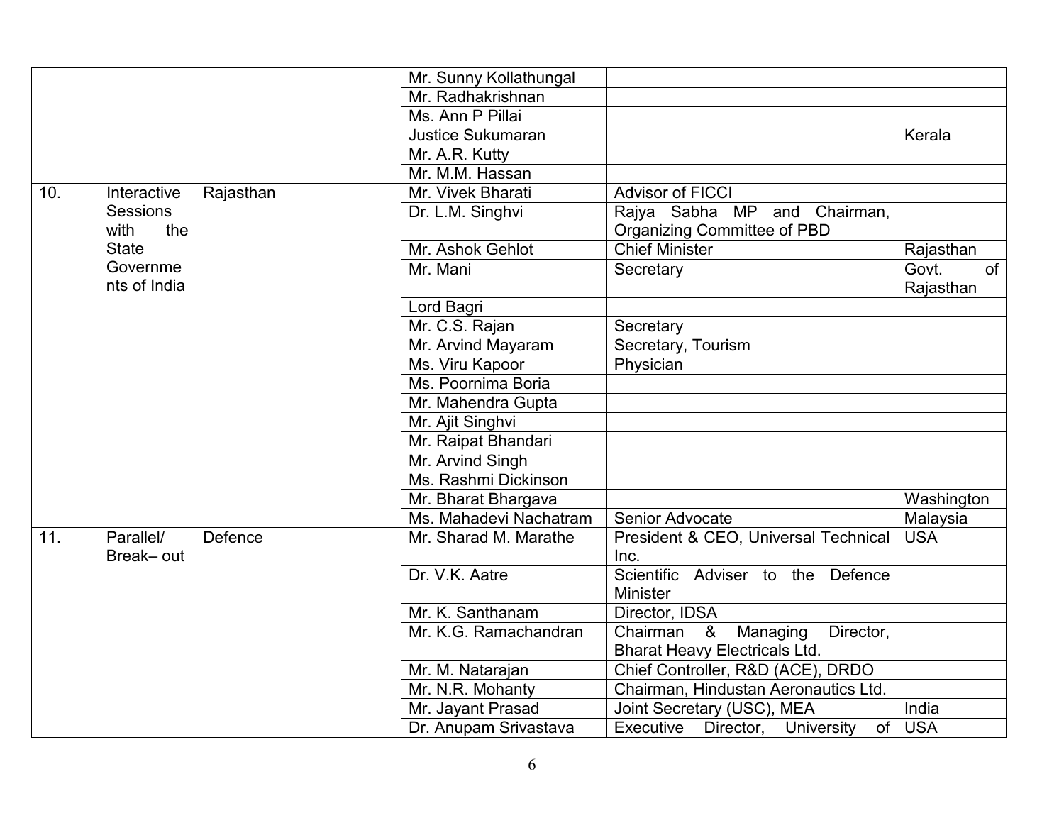| | | | | | |
|---|---|---|---|---|---|
| | | | Mr. Sunny Kollathungal | | |
| | | | Mr. Radhakrishnan | | |
| | | | Ms. Ann P Pillai | | |
| | | | Justice Sukumaran | | Kerala |
| | | | Mr. A.R. Kutty | | |
| | | | Mr. M.M. Hassan | | |
| 10. | Interactive Sessions with the State Governments of India | Rajasthan | Mr. Vivek Bharati | Advisor of FICCI | |
| | | | Dr. L.M. Singhvi | Rajya Sabha MP and Chairman, Organizing Committee of PBD | |
| | | | Mr. Ashok Gehlot | Chief Minister | Rajasthan |
| | | | Mr. Mani | Secretary | Govt. of Rajasthan |
| | | | Lord Bagri | | |
| | | | Mr. C.S. Rajan | Secretary | |
| | | | Mr. Arvind Mayaram | Secretary, Tourism | |
| | | | Ms. Viru Kapoor | Physician | |
| | | | Ms. Poornima Boria | | |
| | | | Mr. Mahendra Gupta | | |
| | | | Mr. Ajit Singhvi | | |
| | | | Mr. Raipat Bhandari | | |
| | | | Mr. Arvind Singh | | |
| | | | Ms. Rashmi Dickinson | | |
| | | | Mr. Bharat Bhargava | | Washington |
| | | | Ms. Mahadevi Nachatram | Senior Advocate | Malaysia |
| 11. | Parallel/ Break– out | Defence | Mr. Sharad M. Marathe | President & CEO, Universal Technical Inc. | USA |
| | | | Dr. V.K. Aatre | Scientific Adviser to the Defence Minister | |
| | | | Mr. K. Santhanam | Director, IDSA | |
| | | | Mr. K.G. Ramachandran | Chairman & Managing Director, Bharat Heavy Electricals Ltd. | |
| | | | Mr. M. Natarajan | Chief Controller, R&D (ACE), DRDO | |
| | | | Mr. N.R. Mohanty | Chairman, Hindustan Aeronautics Ltd. | |
| | | | Mr. Jayant Prasad | Joint Secretary (USC), MEA | India |
| | | | Dr. Anupam Srivastava | Executive Director, University of | USA |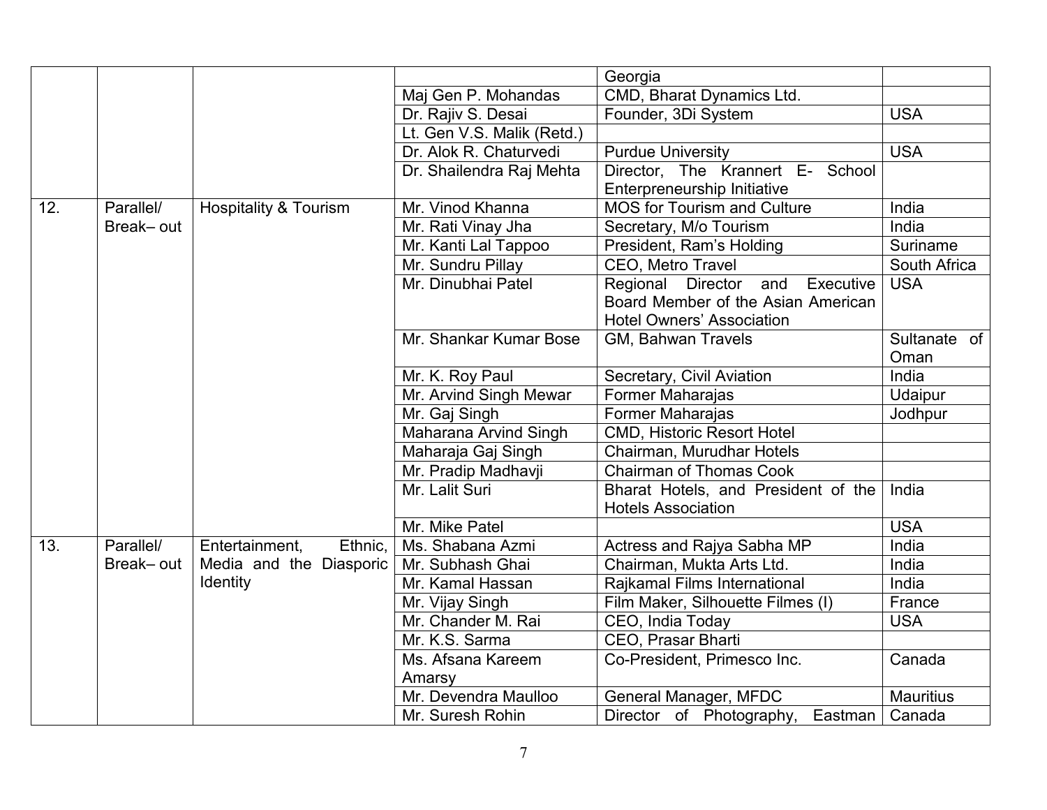| | | | | Georgia | |
|---|---|---|---|---|---|
| | | | Maj Gen P. Mohandas | CMD, Bharat Dynamics Ltd. | |
| | | | Dr. Rajiv S. Desai | Founder, 3Di System | USA |
| | | | Lt. Gen V.S. Malik (Retd.) | | |
| | | | Dr. Alok R. Chaturvedi | Purdue University | USA |
| | | | Dr. Shailendra Raj Mehta | Director, The Krannert E- School Enterpreneurship Initiative | |
| 12. | Parallel/ Break– out | Hospitality & Tourism | Mr. Vinod Khanna | MOS for Tourism and Culture | India |
| | | | Mr. Rati Vinay Jha | Secretary, M/o Tourism | India |
| | | | Mr. Kanti Lal Tappoo | President, Ram's Holding | Suriname |
| | | | Mr. Sundru Pillay | CEO, Metro Travel | South Africa |
| | | | Mr. Dinubhai Patel | Regional Director and Executive Board Member of the Asian American Hotel Owners' Association | USA |
| | | | Mr. Shankar Kumar Bose | GM, Bahwan Travels | Sultanate of Oman |
| | | | Mr. K. Roy Paul | Secretary, Civil Aviation | India |
| | | | Mr. Arvind Singh Mewar | Former Maharajas | Udaipur |
| | | | Mr. Gaj Singh | Former Maharajas | Jodhpur |
| | | | Maharana Arvind Singh | CMD, Historic Resort Hotel | |
| | | | Maharaja Gaj Singh | Chairman, Murudhar Hotels | |
| | | | Mr. Pradip Madhavji | Chairman of Thomas Cook | |
| | | | Mr. Lalit Suri | Bharat Hotels, and President of the Hotels Association | India |
| | | | Mr. Mike Patel | | USA |
| 13. | Parallel/ Break– out | Entertainment, Ethnic, Media and the Diasporic Identity | Ms. Shabana Azmi | Actress and Rajya Sabha MP | India |
| | | | Mr. Subhash Ghai | Chairman, Mukta Arts Ltd. | India |
| | | | Mr. Kamal Hassan | Rajkamal Films International | India |
| | | | Mr. Vijay Singh | Film Maker, Silhouette Filmes (I) | France |
| | | | Mr. Chander M. Rai | CEO, India Today | USA |
| | | | Mr. K.S. Sarma | CEO, Prasar Bharti | |
| | | | Ms. Afsana Kareem Amarsy | Co-President, Primesco Inc. | Canada |
| | | | Mr. Devendra Maulloo | General Manager, MFDC | Mauritius |
| | | | Mr. Suresh Rohin | Director of Photography, Eastman | Canada |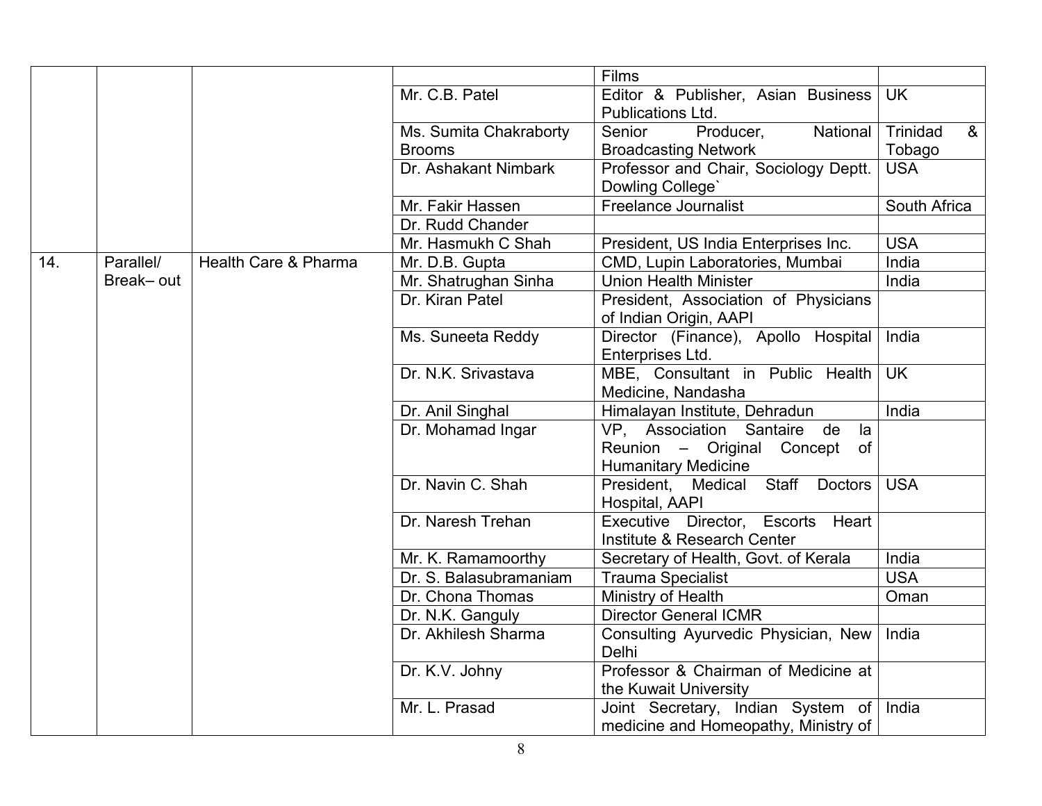|  |  |  |  | Films |  |
|---|---|---|---|---|---|
|  |  |  | Mr. C.B. Patel | Editor & Publisher, Asian Business Publications Ltd. | UK |
|  |  |  | Ms. Sumita Chakraborty Brooms | Senior Producer, National Broadcasting Network | Trinidad & Tobago |
|  |  |  | Dr. Ashakant Nimbark | Professor and Chair, Sociology Deptt. Dowling College` | USA |
|  |  |  | Mr. Fakir Hassen | Freelance Journalist | South Africa |
|  |  |  | Dr. Rudd Chander |  |  |
|  |  |  | Mr. Hasmukh C Shah | President, US India Enterprises Inc. | USA |
| 14. | Parallel/ Break– out | Health Care & Pharma | Mr. D.B. Gupta | CMD, Lupin Laboratories, Mumbai | India |
|  |  |  | Mr. Shatrughan Sinha | Union Health Minister | India |
|  |  |  | Dr. Kiran Patel | President, Association of Physicians of Indian Origin, AAPI |  |
|  |  |  | Ms. Suneeta Reddy | Director (Finance), Apollo Hospital Enterprises Ltd. | India |
|  |  |  | Dr. N.K. Srivastava | MBE, Consultant in Public Health Medicine, Nandasha | UK |
|  |  |  | Dr. Anil Singhal | Himalayan Institute, Dehradun | India |
|  |  |  | Dr. Mohamad Ingar | VP, Association Santaire de la Reunion – Original Concept of Humanitary Medicine |  |
|  |  |  | Dr. Navin C. Shah | President, Medical Staff Doctors Hospital, AAPI | USA |
|  |  |  | Dr. Naresh Trehan | Executive Director, Escorts Heart Institute & Research Center |  |
|  |  |  | Mr. K. Ramamoorthy | Secretary of Health, Govt. of Kerala | India |
|  |  |  | Dr. S. Balasubramaniam | Trauma Specialist | USA |
|  |  |  | Dr. Chona Thomas | Ministry of Health | Oman |
|  |  |  | Dr. N.K. Ganguly | Director General ICMR |  |
|  |  |  | Dr. Akhilesh Sharma | Consulting Ayurvedic Physician, New Delhi | India |
|  |  |  | Dr. K.V. Johny | Professor & Chairman of Medicine at the Kuwait University |  |
|  |  |  | Mr. L. Prasad | Joint Secretary, Indian System of medicine and Homeopathy, Ministry of | India |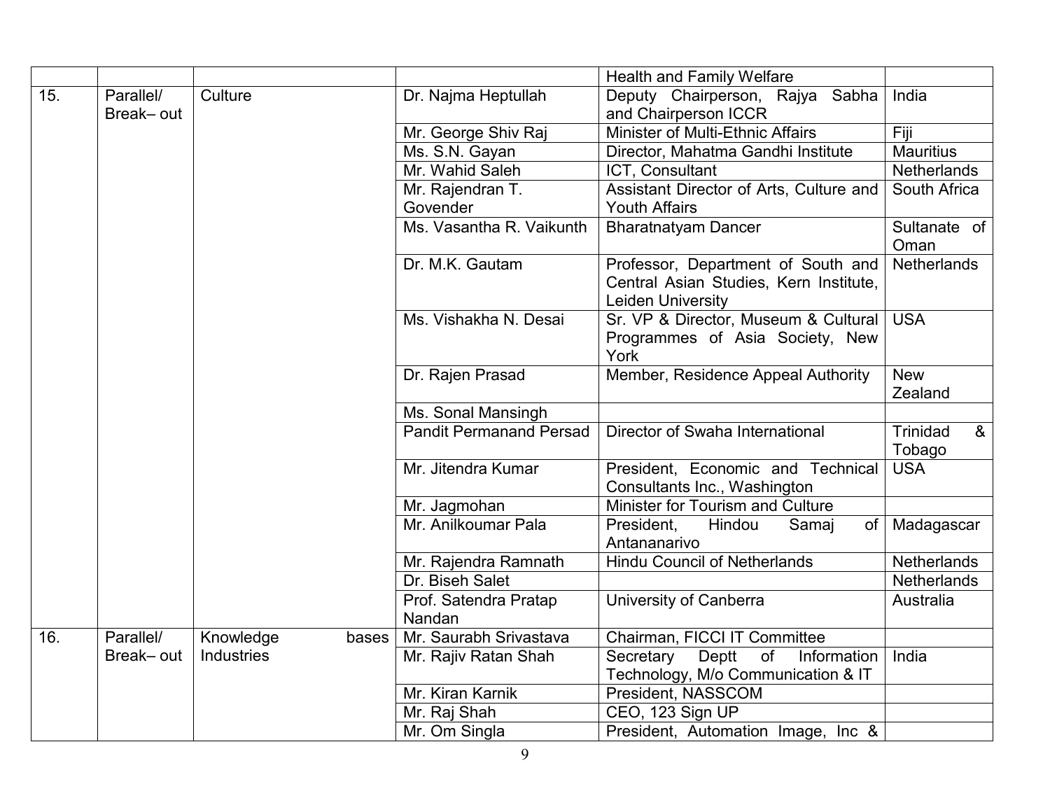| | | | | | |
|---|---|---|---|---|---|
| | | | | Health and Family Welfare | |
| 15. | Parallel/ Break– out | Culture | Dr. Najma Heptullah | Deputy Chairperson, Rajya Sabha and Chairperson ICCR | India |
| | | | Mr. George Shiv Raj | Minister of Multi-Ethnic Affairs | Fiji |
| | | | Ms. S.N. Gayan | Director, Mahatma Gandhi Institute | Mauritius |
| | | | Mr. Wahid Saleh | ICT, Consultant | Netherlands |
| | | | Mr. Rajendran T. Govender | Assistant Director of Arts, Culture and Youth Affairs | South Africa |
| | | | Ms. Vasantha R. Vaikunth | Bharatnatyam Dancer | Sultanate of Oman |
| | | | Dr. M.K. Gautam | Professor, Department of South and Central Asian Studies, Kern Institute, Leiden University | Netherlands |
| | | | Ms. Vishakha N. Desai | Sr. VP & Director, Museum & Cultural Programmes of Asia Society, New York | USA |
| | | | Dr. Rajen Prasad | Member, Residence Appeal Authority | New Zealand |
| | | | Ms. Sonal Mansingh | | |
| | | | Pandit Permanand Persad | Director of Swaha International | Trinidad & Tobago |
| | | | Mr. Jitendra Kumar | President, Economic and Technical Consultants Inc., Washington | USA |
| | | | Mr. Jagmohan | Minister for Tourism and Culture | |
| | | | Mr. Anilkoumar Pala | President, Hindou Samaj of Antananarivo | Madagascar |
| | | | Mr. Rajendra Ramnath | Hindu Council of Netherlands | Netherlands |
| | | | Dr. Biseh Salet | | Netherlands |
| | | | Prof. Satendra Pratap Nandan | University of Canberra | Australia |
| 16. | Parallel/ Break– out | Knowledge bases Industries | Mr. Saurabh Srivastava | Chairman, FICCI IT Committee | |
| | | | Mr. Rajiv Ratan Shah | Secretary Deptt of Information Technology, M/o Communication & IT | India |
| | | | Mr. Kiran Karnik | President, NASSCOM | |
| | | | Mr. Raj Shah | CEO, 123 Sign UP | |
| | | | Mr. Om Singla | President, Automation Image, Inc & | |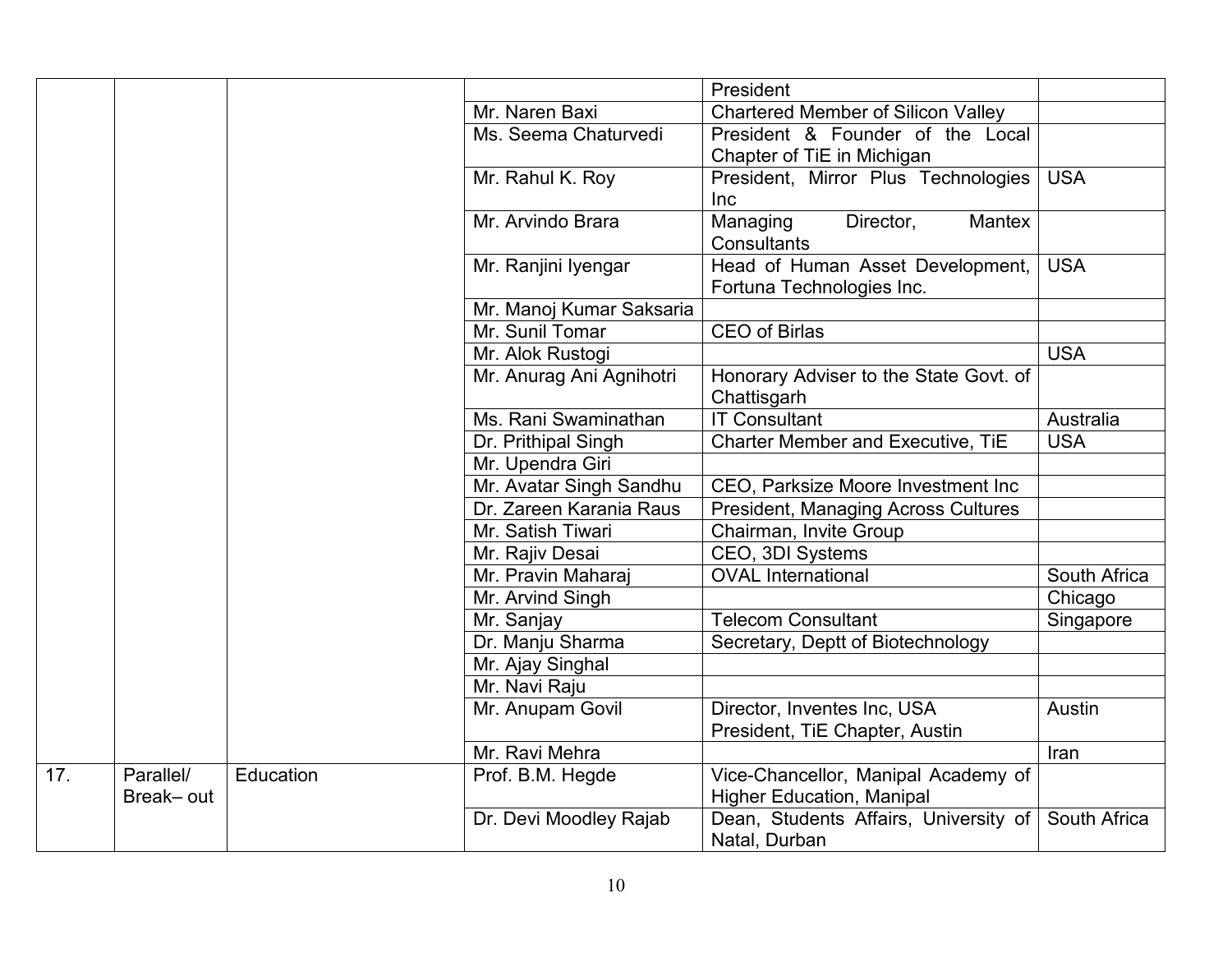| | | | | | |
|---|---|---|---|---|---|
| | | | | President | |
| | | | Mr. Naren Baxi | Chartered Member of Silicon Valley | |
| | | | Ms. Seema Chaturvedi | President & Founder of the Local Chapter of TiE in Michigan | |
| | | | Mr. Rahul K. Roy | President, Mirror Plus Technologies Inc | USA |
| | | | Mr. Arvindo Brara | Managing Director, Mantex Consultants | |
| | | | Mr. Ranjini Iyengar | Head of Human Asset Development, Fortuna Technologies Inc. | USA |
| | | | Mr. Manoj Kumar Saksaria | | |
| | | | Mr. Sunil Tomar | CEO of Birlas | |
| | | | Mr. Alok Rustogi | | USA |
| | | | Mr. Anurag Ani Agnihotri | Honorary Adviser to the State Govt. of Chattisgarh | |
| | | | Ms. Rani Swaminathan | IT Consultant | Australia |
| | | | Dr. Prithipal Singh | Charter Member and Executive, TiE | USA |
| | | | Mr. Upendra Giri | | |
| | | | Mr. Avatar Singh Sandhu | CEO, Parksize Moore Investment Inc | |
| | | | Dr. Zareen Karania Raus | President, Managing Across Cultures | |
| | | | Mr. Satish Tiwari | Chairman, Invite Group | |
| | | | Mr. Rajiv Desai | CEO, 3DI Systems | |
| | | | Mr. Pravin Maharaj | OVAL International | South Africa |
| | | | Mr. Arvind Singh | | Chicago |
| | | | Mr. Sanjay | Telecom Consultant | Singapore |
| | | | Dr. Manju Sharma | Secretary, Deptt of Biotechnology | |
| | | | Mr. Ajay Singhal | | |
| | | | Mr. Navi Raju | | |
| | | | Mr. Anupam Govil | Director, Inventes Inc, USA President, TiE Chapter, Austin | Austin |
| | | | Mr. Ravi Mehra | | Iran |
| 17. | Parallel/ Break– out | Education | Prof. B.M. Hegde | Vice-Chancellor, Manipal Academy of Higher Education, Manipal | |
| | | | Dr. Devi Moodley Rajab | Dean, Students Affairs, University of Natal, Durban | South Africa |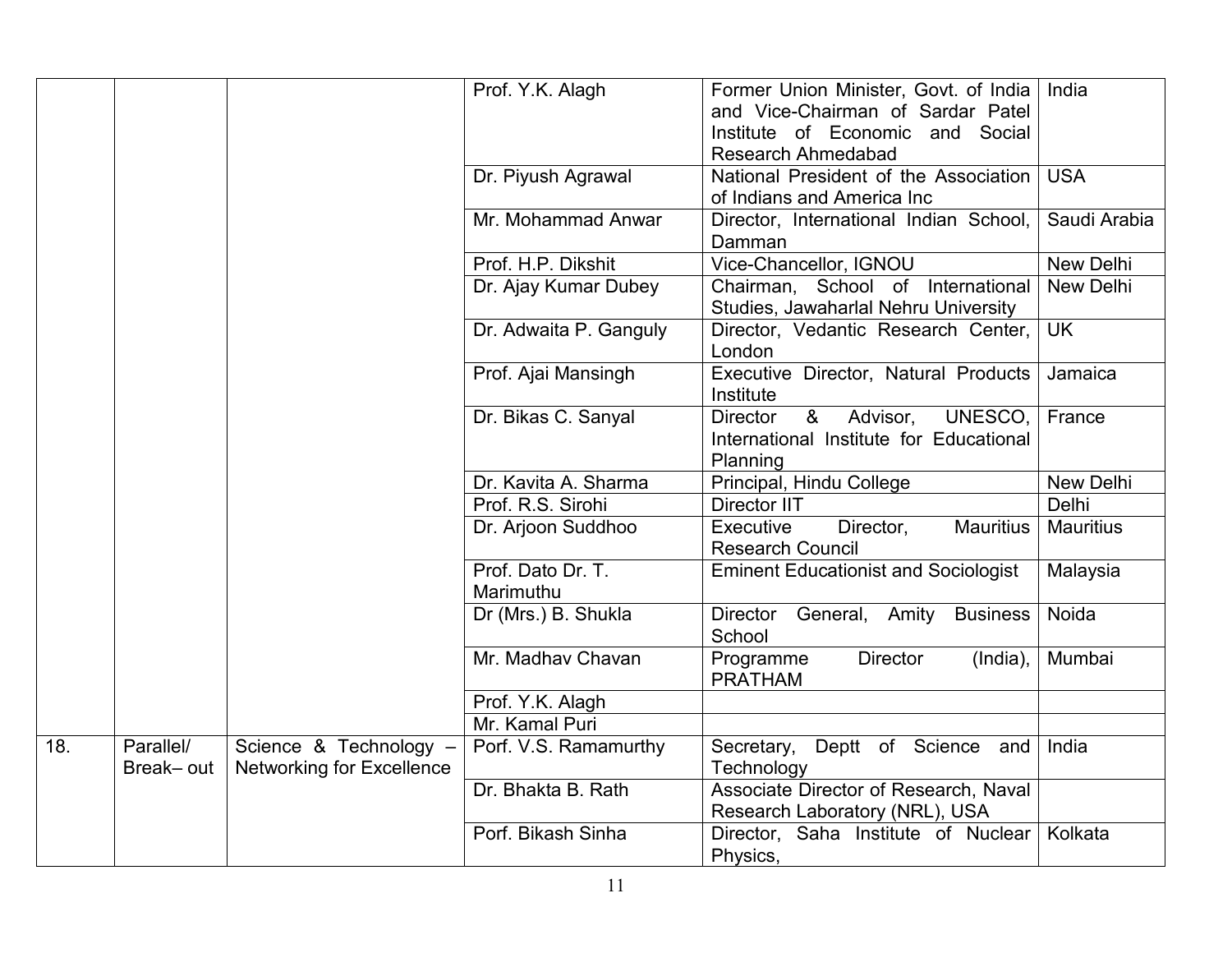| | | | Prof. Y.K. Alagh | Former Union Minister, Govt. of India and Vice-Chairman of Sardar Patel Institute of Economic and Social Research Ahmedabad | India |
|---|---|---|---|---|---|
| | | | Dr. Piyush Agrawal | National President of the Association of Indians and America Inc | USA |
| | | | Mr. Mohammad Anwar | Director, International Indian School, Damman | Saudi Arabia |
| | | | Prof. H.P. Dikshit | Vice-Chancellor, IGNOU | New Delhi |
| | | | Dr. Ajay Kumar Dubey | Chairman, School of International Studies, Jawaharlal Nehru University | New Delhi |
| | | | Dr. Adwaita P. Ganguly | Director, Vedantic Research Center, London | UK |
| | | | Prof. Ajai Mansingh | Executive Director, Natural Products Institute | Jamaica |
| | | | Dr. Bikas C. Sanyal | Director & Advisor, UNESCO, International Institute for Educational Planning | France |
| | | | Dr. Kavita A. Sharma | Principal, Hindu College | New Delhi |
| | | | Prof. R.S. Sirohi | Director IIT | Delhi |
| | | | Dr. Arjoon Suddhoo | Executive Director, Mauritius Research Council | Mauritius |
| | | | Prof. Dato Dr. T. Marimuthu | Eminent Educationist and Sociologist | Malaysia |
| | | | Dr (Mrs.) B. Shukla | Director General, Amity Business School | Noida |
| | | | Mr. Madhav Chavan | Programme Director (India), PRATHAM | Mumbai |
| | | | Prof. Y.K. Alagh | | |
| | | | Mr. Kamal Puri | | |
| 18. | Parallel/ Break– out | Science & Technology – Networking for Excellence | Porf. V.S. Ramamurthy | Secretary, Deptt of Science and Technology | India |
| | | | Dr. Bhakta B. Rath | Associate Director of Research, Naval Research Laboratory (NRL), USA | |
| | | | Porf. Bikash Sinha | Director, Saha Institute of Nuclear Physics, | Kolkata |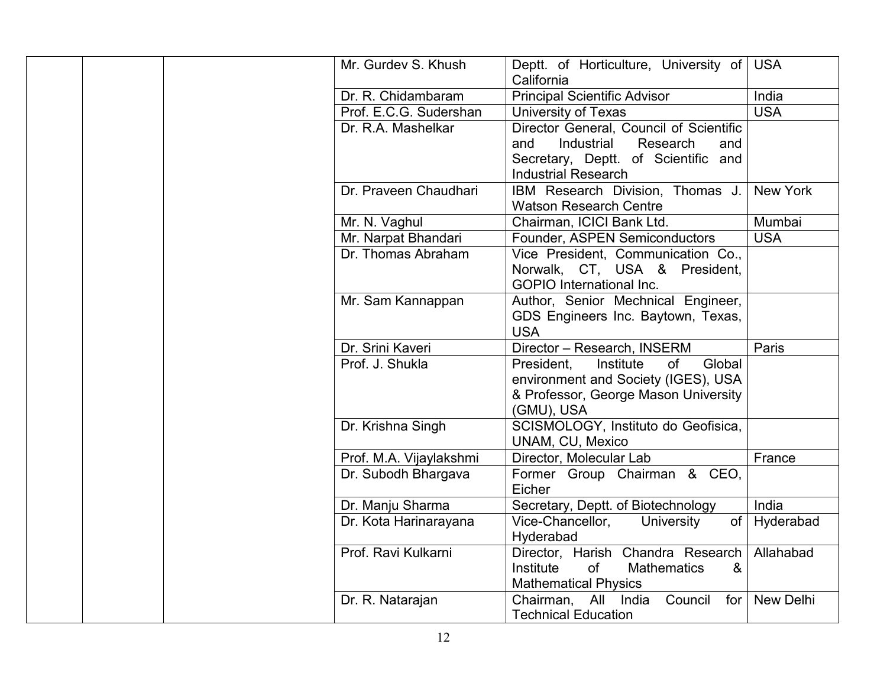| | | | | | |
|---|---|---|---|---|---|
| | | | Mr. Gurdev S. Khush | Deptt. of Horticulture, University of California | USA |
| | | | Dr. R. Chidambaram | Principal Scientific Advisor | India |
| | | | Prof. E.C.G. Sudershan | University of Texas | USA |
| | | | Dr. R.A. Mashelkar | Director General, Council of Scientific and Industrial Research and Secretary, Deptt. of Scientific and Industrial Research | |
| | | | Dr. Praveen Chaudhari | IBM Research Division, Thomas J. Watson Research Centre | New York |
| | | | Mr. N. Vaghul | Chairman, ICICI Bank Ltd. | Mumbai |
| | | | Mr. Narpat Bhandari | Founder, ASPEN Semiconductors | USA |
| | | | Dr. Thomas Abraham | Vice President, Communication Co., Norwalk, CT, USA & President, GOPIO International Inc. | |
| | | | Mr. Sam Kannappan | Author, Senior Mechnical Engineer, GDS Engineers Inc. Baytown, Texas, USA | |
| | | | Dr. Srini Kaveri | Director – Research, INSERM | Paris |
| | | | Prof. J. Shukla | President, Institute of Global environment and Society (IGES), USA & Professor, George Mason University (GMU), USA | |
| | | | Dr. Krishna Singh | SCISMOLOGY, Instituto do Geofisica, UNAM, CU, Mexico | |
| | | | Prof. M.A. Vijaylakshmi | Director, Molecular Lab | France |
| | | | Dr. Subodh Bhargava | Former Group Chairman & CEO, Eicher | |
| | | | Dr. Manju Sharma | Secretary, Deptt. of Biotechnology | India |
| | | | Dr. Kota Harinarayana | Vice-Chancellor, University of Hyderabad | Hyderabad |
| | | | Prof. Ravi Kulkarni | Director, Harish Chandra Research Institute of Mathematics & Mathematical Physics | Allahabad |
| | | | Dr. R. Natarajan | Chairman, All India Council for Technical Education | New Delhi |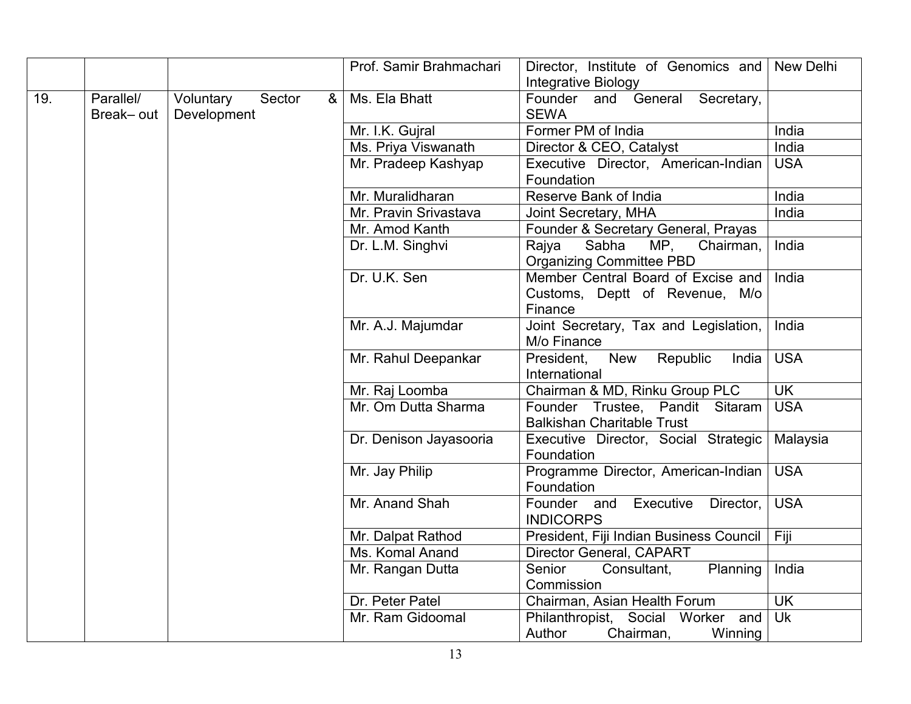| | | | Prof. Samir Brahmachari | Director, Institute of Genomics and Integrative Biology | New Delhi |
|---|---|---|---|---|---|
| 19. | Parallel/ Break– out | Voluntary Sector & Development | Ms. Ela Bhatt | Founder and General Secretary, SEWA | |
| | | | Mr. I.K. Gujral | Former PM of India | India |
| | | | Ms. Priya Viswanath | Director & CEO, Catalyst | India |
| | | | Mr. Pradeep Kashyap | Executive Director, American-Indian Foundation | USA |
| | | | Mr. Muralidharan | Reserve Bank of India | India |
| | | | Mr. Pravin Srivastava | Joint Secretary, MHA | India |
| | | | Mr. Amod Kanth | Founder & Secretary General, Prayas | |
| | | | Dr. L.M. Singhvi | Rajya Sabha MP, Chairman, Organizing Committee PBD | India |
| | | | Dr. U.K. Sen | Member Central Board of Excise and Customs, Deptt of Revenue, M/o Finance | India |
| | | | Mr. A.J. Majumdar | Joint Secretary, Tax and Legislation, M/o Finance | India |
| | | | Mr. Rahul Deepankar | President, New Republic India International | USA |
| | | | Mr. Raj Loomba | Chairman & MD, Rinku Group PLC | UK |
| | | | Mr. Om Dutta Sharma | Founder Trustee, Pandit Sitaram Balkishan Charitable Trust | USA |
| | | | Dr. Denison Jayasooria | Executive Director, Social Strategic Foundation | Malaysia |
| | | | Mr. Jay Philip | Programme Director, American-Indian Foundation | USA |
| | | | Mr. Anand Shah | Founder and Executive Director, INDICORPS | USA |
| | | | Mr. Dalpat Rathod | President, Fiji Indian Business Council | Fiji |
| | | | Ms. Komal Anand | Director General, CAPART | |
| | | | Mr. Rangan Dutta | Senior Consultant, Planning Commission | India |
| | | | Dr. Peter Patel | Chairman, Asian Health Forum | UK |
| | | | Mr. Ram Gidoomal | Philanthropist, Social Worker and Author Chairman, Winning | Uk |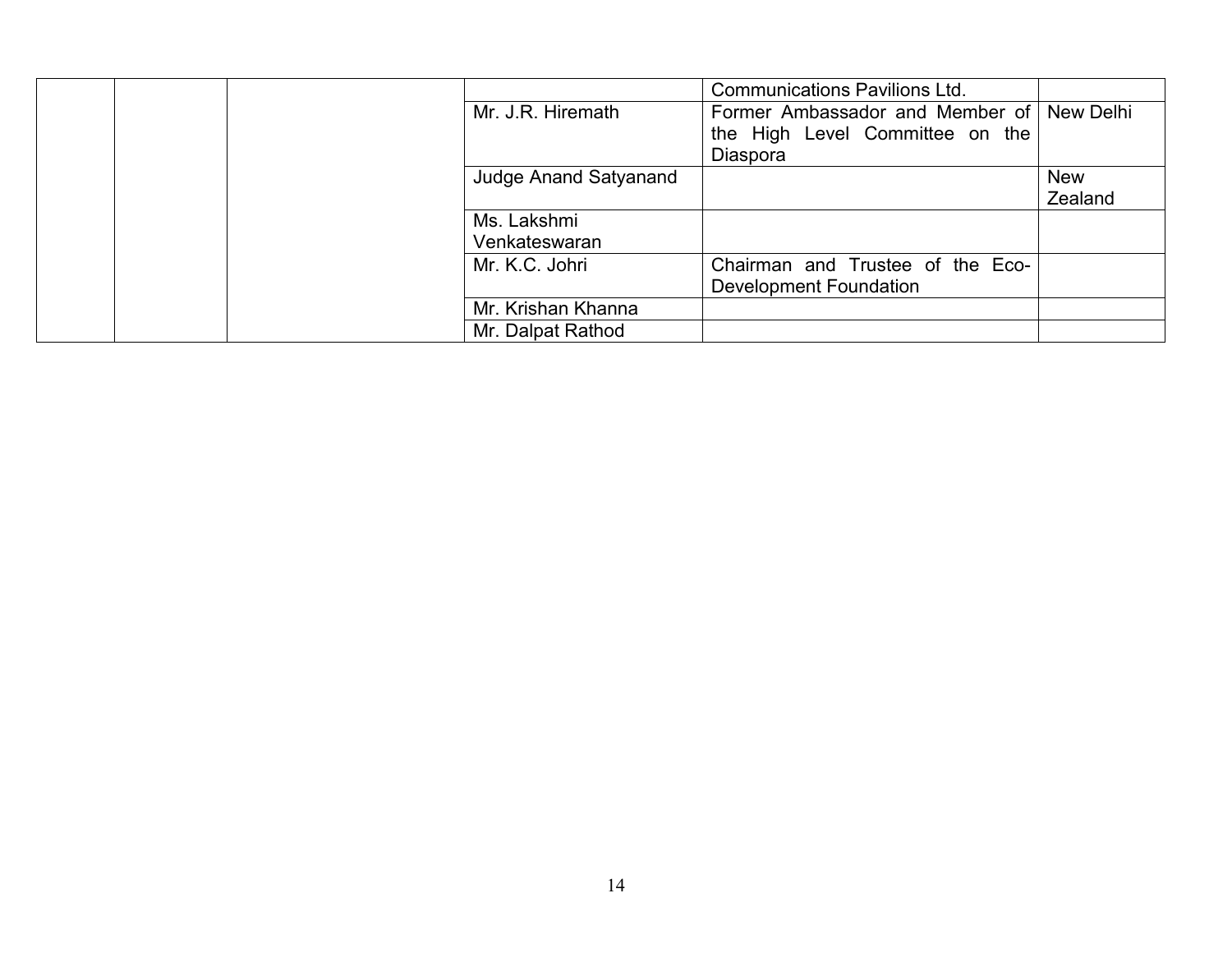| | | | | | |
|---|---|---|---|---|---|
| | | | | Communications Pavilions Ltd. | |
| | | | Mr. J.R. Hiremath | Former Ambassador and Member of the High Level Committee on the Diaspora | New Delhi |
| | | | Judge Anand Satyanand | | New Zealand |
| | | | Ms. Lakshmi Venkateswaran | | |
| | | | Mr. K.C. Johri | Chairman and Trustee of the Eco-Development Foundation | |
| | | | Mr. Krishan Khanna | | |
| | | | Mr. Dalpat Rathod | | |